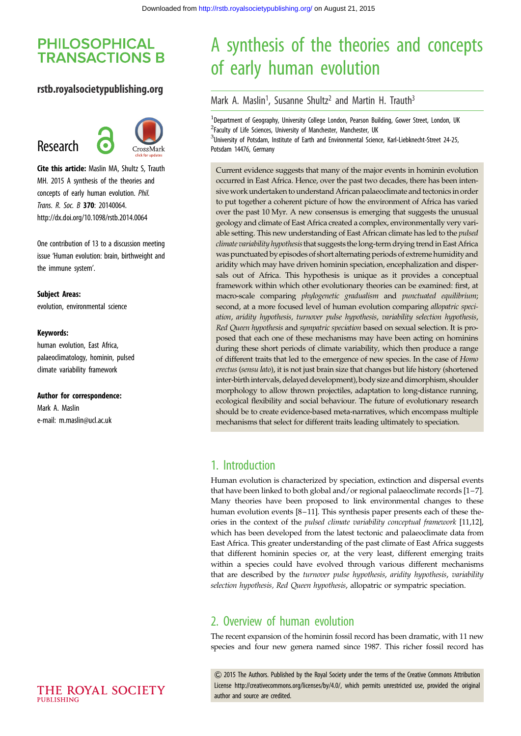# A synthesis of the theories and concepts of early human evolution

Mark A. Maslin[1], Susanne Shultz[2] and Martin H. Trauth[3]

[1]Department of Geography, University College London, Pearson Building, Gower Street, London, UK
[2]Faculty of Life Sciences, University of Manchester, Manchester, UK
[3]University of Potsdam, Institute of Earth and Environmental Science, Karl-Liebknecht-Street 24-25, Potsdam 14476, Germany

**Research**

**Cite this article:** Maslin MA, Shultz S, Trauth MH. 2015 A synthesis of the theories and concepts of early human evolution. *Phil. Trans. R. Soc. B* **370**: 20140064. http://dx.doi.org/10.1098/rstb.2014.0064

One contribution of 13 to a discussion meeting issue 'Human evolution: brain, birthweight and the immune system'.

**Subject Areas:**
evolution, environmental science

**Keywords:**
human evolution, East Africa, palaeoclimatology, hominin, pulsed climate variability framework

**Author for correspondence:**
Mark A. Maslin
e-mail: m.maslin@ucl.ac.uk

Current evidence suggests that many of the major events in hominin evolution occurred in East Africa. Hence, over the past two decades, there has been intensive work undertaken to understand African palaeoclimate and tectonics in order to put together a coherent picture of how the environment of Africa has varied over the past 10 Myr. A new consensus is emerging that suggests the unusual geology and climate of East Africa created a complex, environmentally very variable setting. This new understanding of East African climate has led to the *pulsed climate variability hypothesis* that suggests the long-term drying trend in East Africa was punctuated by episodes of short alternating periods of extreme humidity and aridity which may have driven hominin speciation, encephalization and dispersals out of Africa. This hypothesis is unique as it provides a conceptual framework within which other evolutionary theories can be examined: first, at macro-scale comparing *phylogenetic gradualism* and *punctuated equilibrium*; second, at a more focused level of human evolution comparing *allopatric speciation*, *aridity hypothesis*, *turnover pulse hypothesis*, *variability selection hypothesis*, *Red Queen hypothesis* and *sympatric speciation* based on sexual selection. It is proposed that each one of these mechanisms may have been acting on hominins during these short periods of climate variability, which then produce a range of different traits that led to the emergence of new species. In the case of *Homo erectus* (*sensu lato*), it is not just brain size that changes but life history (shortened inter-birth intervals, delayed development), body size and dimorphism, shoulder morphology to allow thrown projectiles, adaptation to long-distance running, ecological flexibility and social behaviour. The future of evolutionary research should be to create evidence-based meta-narratives, which encompass multiple mechanisms that select for different traits leading ultimately to speciation.

## 1. Introduction

Human evolution is characterized by speciation, extinction and dispersal events that have been linked to both global and/or regional palaeoclimate records [1–7]. Many theories have been proposed to link environmental changes to these human evolution events [8–11]. This synthesis paper presents each of these theories in the context of the *pulsed climate variability conceptual framework* [11,12], which has been developed from the latest tectonic and palaeoclimate data from East Africa. This greater understanding of the past climate of East Africa suggests that different hominin species or, at the very least, different emerging traits within a species could have evolved through various different mechanisms that are described by the *turnover pulse hypothesis*, *aridity hypothesis*, *variability selection hypothesis*, *Red Queen hypothesis*, allopatric or sympatric speciation.

## 2. Overview of human evolution

The recent expansion of the hominin fossil record has been dramatic, with 11 new species and four new genera named since 1987. This richer fossil record has

© 2015 The Authors. Published by the Royal Society under the terms of the Creative Commons Attribution License http://creativecommons.org/licenses/by/4.0/, which permits unrestricted use, provided the original author and source are credited.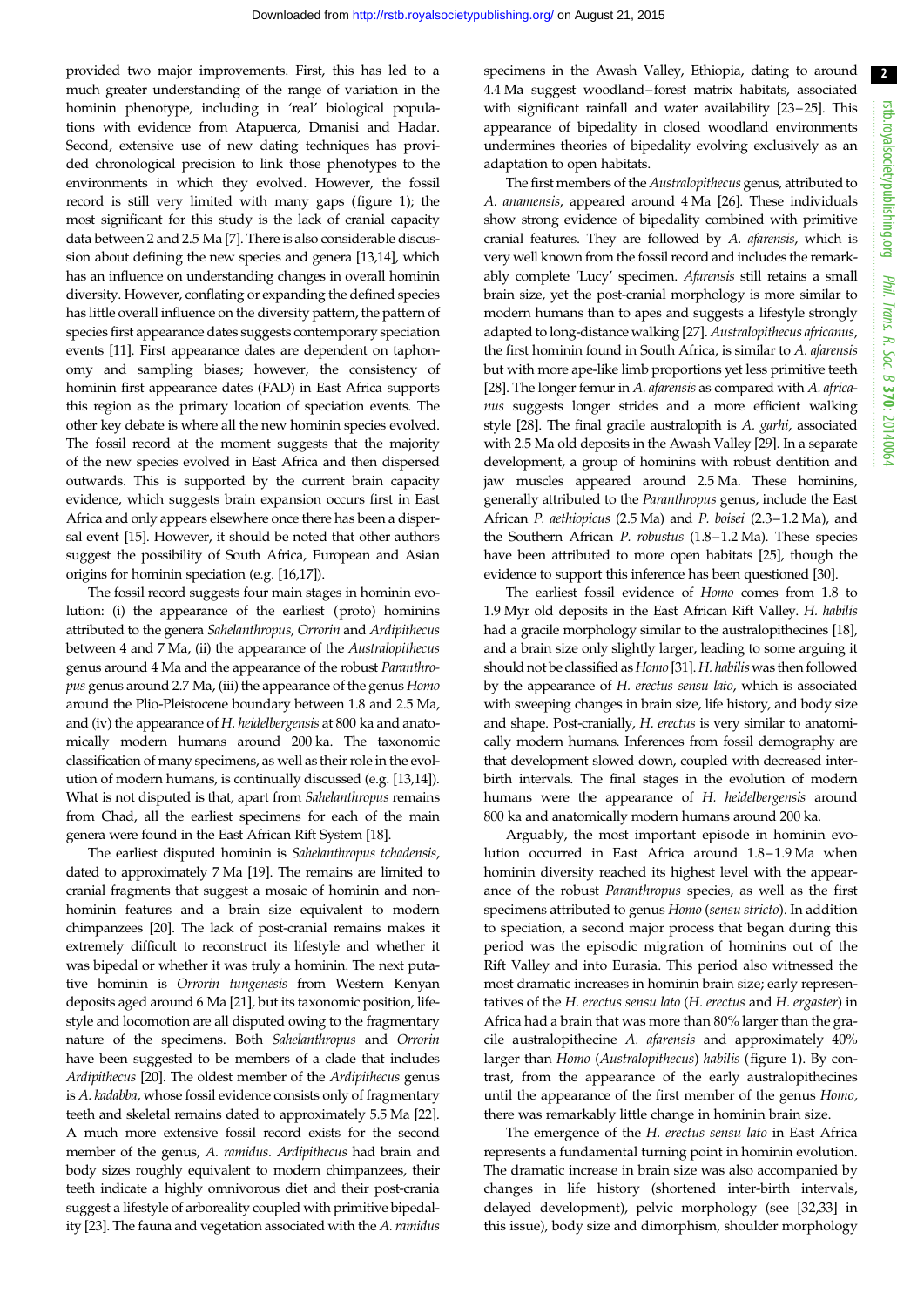provided two major improvements. First, this has led to a much greater understanding of the range of variation in the hominin phenotype, including in 'real' biological populations with evidence from Atapuerca, Dmanisi and Hadar. Second, extensive use of new dating techniques has provided chronological precision to link those phenotypes to the environments in which they evolved. However, the fossil record is still very limited with many gaps (figure 1); the most significant for this study is the lack of cranial capacity data between 2 and 2.5 Ma [7]. There is also considerable discussion about defining the new species and genera [13,14], which has an influence on understanding changes in overall hominin diversity. However, conflating or expanding the defined species has little overall influence on the diversity pattern, the pattern of species first appearance dates suggests contemporary speciation events [11]. First appearance dates are dependent on taphonomy and sampling biases; however, the consistency of hominin first appearance dates (FAD) in East Africa supports this region as the primary location of speciation events. The other key debate is where all the new hominin species evolved. The fossil record at the moment suggests that the majority of the new species evolved in East Africa and then dispersed outwards. This is supported by the current brain capacity evidence, which suggests brain expansion occurs first in East Africa and only appears elsewhere once there has been a dispersal event [15]. However, it should be noted that other authors suggest the possibility of South Africa, European and Asian origins for hominin speciation (e.g. [16,17]).

The fossil record suggests four main stages in hominin evolution: (i) the appearance of the earliest (proto) hominins attributed to the genera *Sahelanthropus*, *Orrorin* and *Ardipithecus* between 4 and 7 Ma, (ii) the appearance of the *Australopithecus* genus around 4 Ma and the appearance of the robust *Paranthropus* genus around 2.7 Ma, (iii) the appearance of the genus *Homo* around the Plio-Pleistocene boundary between 1.8 and 2.5 Ma, and (iv) the appearance of *H. heidelbergensis* at 800 ka and anatomically modern humans around 200 ka. The taxonomic classification of many specimens, as well as their role in the evolution of modern humans, is continually discussed (e.g. [13,14]). What is not disputed is that, apart from *Sahelanthropus* remains from Chad, all the earliest specimens for each of the main genera were found in the East African Rift System [18].

The earliest disputed hominin is *Sahelanthropus tchadensis*, dated to approximately 7 Ma [19]. The remains are limited to cranial fragments that suggest a mosaic of hominin and non-hominin features and a brain size equivalent to modern chimpanzees [20]. The lack of post-cranial remains makes it extremely difficult to reconstruct its lifestyle and whether it was bipedal or whether it was truly a hominin. The next putative hominin is *Orrorin tungenesis* from Western Kenyan deposits aged around 6 Ma [21], but its taxonomic position, lifestyle and locomotion are all disputed owing to the fragmentary nature of the specimens. Both *Sahelanthropus* and *Orrorin* have been suggested to be members of a clade that includes *Ardipithecus* [20]. The oldest member of the *Ardipithecus* genus is *A. kadabba*, whose fossil evidence consists only of fragmentary teeth and skeletal remains dated to approximately 5.5 Ma [22]. A much more extensive fossil record exists for the second member of the genus, *A. ramidus*. *Ardipithecus* had brain and body sizes roughly equivalent to modern chimpanzees, their teeth indicate a highly omnivorous diet and their post-crania suggest a lifestyle of arboreality coupled with primitive bipedality [23]. The fauna and vegetation associated with the *A. ramidus* specimens in the Awash Valley, Ethiopia, dating to around 4.4 Ma suggest woodland–forest matrix habitats, associated with significant rainfall and water availability [23–25]. This appearance of bipedality in closed woodland environments undermines theories of bipedality evolving exclusively as an adaptation to open habitats.

The first members of the *Australopithecus* genus, attributed to *A. anamensis*, appeared around 4 Ma [26]. These individuals show strong evidence of bipedality combined with primitive cranial features. They are followed by *A. afarensis*, which is very well known from the fossil record and includes the remarkably complete 'Lucy' specimen. *Afarensis* still retains a small brain size, yet the post-cranial morphology is more similar to modern humans than to apes and suggests a lifestyle strongly adapted to long-distance walking [27]. *Australopithecus africanus*, the first hominin found in South Africa, is similar to *A. afarensis* but with more ape-like limb proportions yet less primitive teeth [28]. The longer femur in *A. afarensis* as compared with *A. africanus* suggests longer strides and a more efficient walking style [28]. The final gracile australopith is *A. garhi*, associated with 2.5 Ma old deposits in the Awash Valley [29]. In a separate development, a group of hominins with robust dentition and jaw muscles appeared around 2.5 Ma. These hominins, generally attributed to the *Paranthropus* genus, include the East African *P. aethiopicus* (2.5 Ma) and *P. boisei* (2.3–1.2 Ma), and the Southern African *P. robustus* (1.8–1.2 Ma). These species have been attributed to more open habitats [25], though the evidence to support this inference has been questioned [30].

The earliest fossil evidence of *Homo* comes from 1.8 to 1.9 Myr old deposits in the East African Rift Valley. *H. habilis* had a gracile morphology similar to the australopithecines [18], and a brain size only slightly larger, leading to some arguing it should not be classified as *Homo* [31]. *H. habilis* was then followed by the appearance of *H. erectus sensu lato*, which is associated with sweeping changes in brain size, life history, and body size and shape. Post-cranially, *H. erectus* is very similar to anatomically modern humans. Inferences from fossil demography are that development slowed down, coupled with decreased inter-birth intervals. The final stages in the evolution of modern humans were the appearance of *H. heidelbergensis* around 800 ka and anatomically modern humans around 200 ka.

Arguably, the most important episode in hominin evolution occurred in East Africa around 1.8–1.9 Ma when hominin diversity reached its highest level with the appearance of the robust *Paranthropus* species, as well as the first specimens attributed to genus *Homo* (*sensu stricto*). In addition to speciation, a second major process that began during this period was the episodic migration of hominins out of the Rift Valley and into Eurasia. This period also witnessed the most dramatic increases in hominin brain size; early representatives of the *H. erectus sensu lato* (*H. erectus* and *H. ergaster*) in Africa had a brain that was more than 80% larger than the gracile australopithecine *A. afarensis* and approximately 40% larger than *Homo* (*Australopithecus*) *habilis* (figure 1). By contrast, from the appearance of the early australopithecines until the appearance of the first member of the genus *Homo*, there was remarkably little change in hominin brain size.

The emergence of the *H. erectus sensu lato* in East Africa represents a fundamental turning point in hominin evolution. The dramatic increase in brain size was also accompanied by changes in life history (shortened inter-birth intervals, delayed development), pelvic morphology (see [32,33] in this issue), body size and dimorphism, shoulder morphology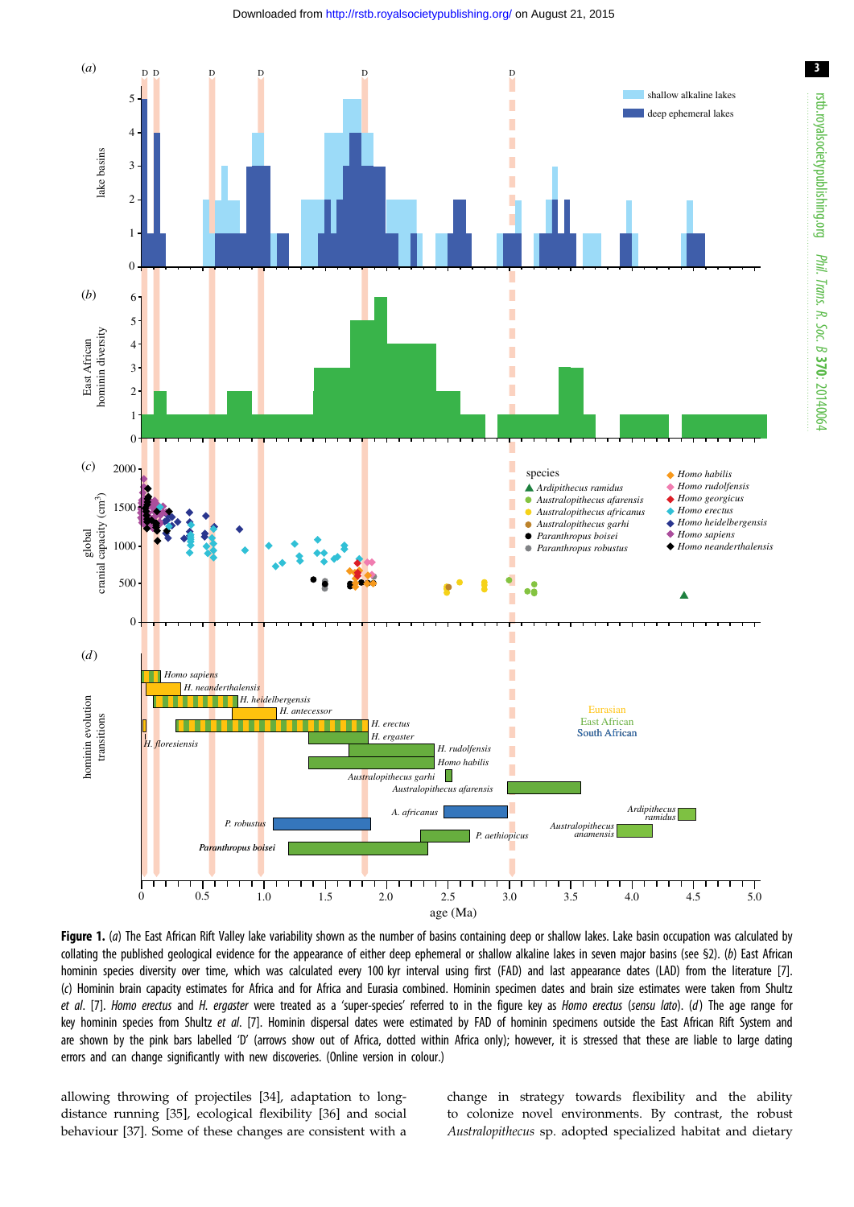**Figure 1.** (*a*) The East African Rift Valley lake variability shown as the number of basins containing deep or shallow lakes. Lake basin occupation was calculated by collating the published geological evidence for the appearance of either deep ephemeral or shallow alkaline lakes in seven major basins (see §2). (*b*) East African hominin species diversity over time, which was calculated every 100 kyr interval using first (FAD) and last appearance dates (LAD) from the literature [7]. (*c*) Hominin brain capacity estimates for Africa and for Africa and Eurasia combined. Hominin specimen dates and brain size estimates were taken from Shultz *et al*. [7]. *Homo erectus* and *H. ergaster* were treated as a 'super-species' referred to in the figure key as *Homo erectus* (*sensu lato*). (*d*) The age range for key hominin species from Shultz *et al*. [7]. Hominin dispersal dates were estimated by FAD of hominin specimens outside the East African Rift System and are shown by the pink bars labelled 'D' (arrows show out of Africa, dotted within Africa only); however, it is stressed that these are liable to large dating errors and can change significantly with new discoveries. (Online version in colour.)

allowing throwing of projectiles [34], adaptation to long-distance running [35], ecological flexibility [36] and social behaviour [37]. Some of these changes are consistent with a change in strategy towards flexibility and the ability to colonize novel environments. By contrast, the robust *Australopithecus* sp. adopted specialized habitat and dietary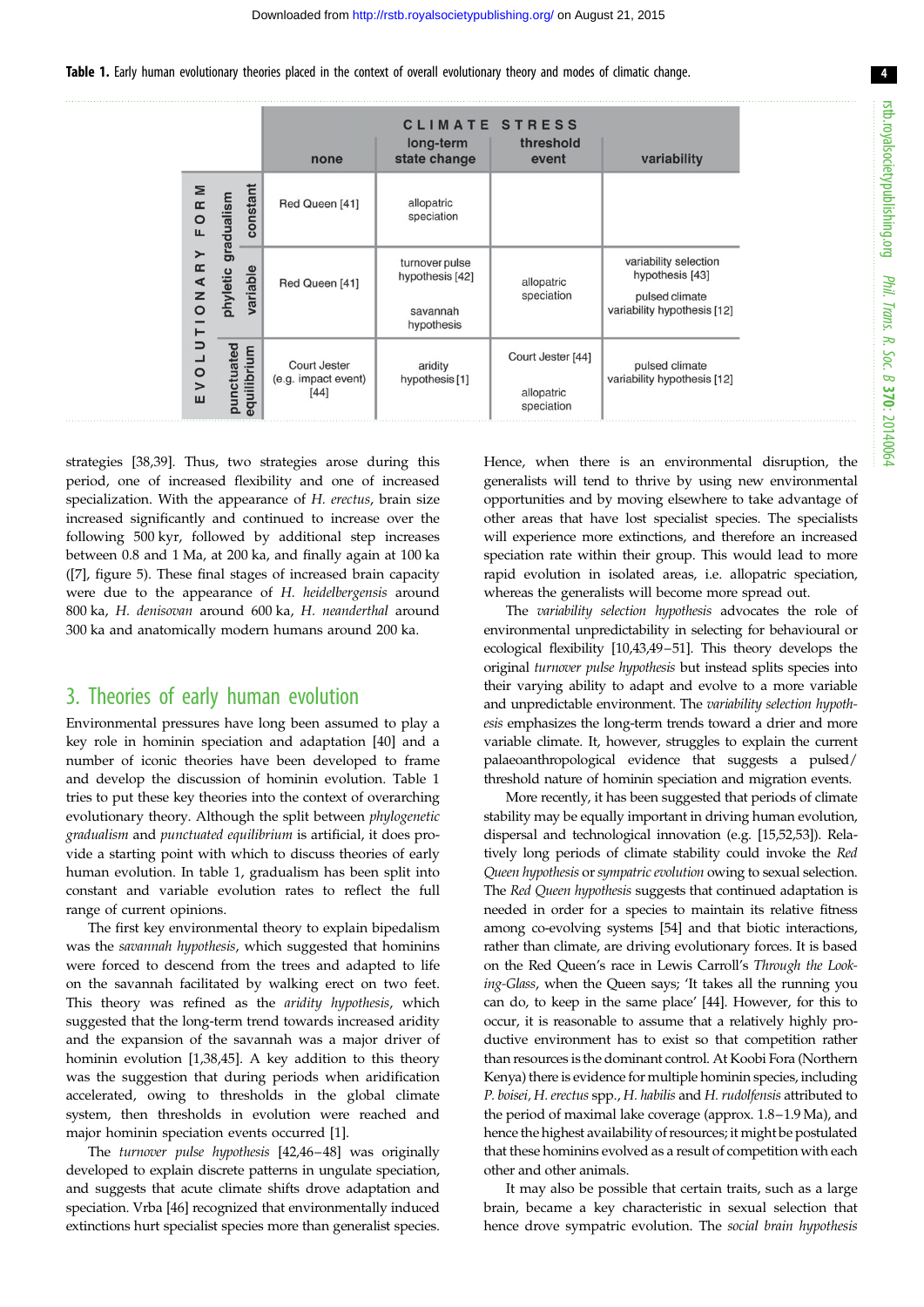**Table 1.** Early human evolutionary theories placed in the context of overall evolutionary theory and modes of climatic change.

| EVOLUTIONARY FORM | | CLIMATE STRESS: none | long-term state change | threshold event | variability |
|---|---|---|---|---|---|
| phyletic gradualism | constant | Red Queen [41] | allopatric speciation | | |
| | variable | Red Queen [41] | turnover pulse hypothesis [42]; savannah hypothesis | allopatric speciation | variability selection hypothesis [43]; pulsed climate variability hypothesis [12] |
| punctuated equilibrium | | Court Jester (e.g. impact event) [44] | aridity hypothesis [1] | Court Jester [44]; allopatric speciation | pulsed climate variability hypothesis [12] |

strategies [38,39]. Thus, two strategies arose during this period, one of increased flexibility and one of increased specialization. With the appearance of *H. erectus*, brain size increased significantly and continued to increase over the following 500 kyr, followed by additional step increases between 0.8 and 1 Ma, at 200 ka, and finally again at 100 ka ([7], figure 5). These final stages of increased brain capacity were due to the appearance of *H. heidelbergensis* around 800 ka, *H. denisovan* around 600 ka, *H. neanderthal* around 300 ka and anatomically modern humans around 200 ka.

## 3. Theories of early human evolution

Environmental pressures have long been assumed to play a key role in hominin speciation and adaptation [40] and a number of iconic theories have been developed to frame and develop the discussion of hominin evolution. Table 1 tries to put these key theories into the context of overarching evolutionary theory. Although the split between *phylogenetic gradualism* and *punctuated equilibrium* is artificial, it does provide a starting point with which to discuss theories of early human evolution. In table 1, gradualism has been split into constant and variable evolution rates to reflect the full range of current opinions.

The first key environmental theory to explain bipedalism was the *savannah hypothesis*, which suggested that hominins were forced to descend from the trees and adapted to life on the savannah facilitated by walking erect on two feet. This theory was refined as the *aridity hypothesis*, which suggested that the long-term trend towards increased aridity and the expansion of the savannah was a major driver of hominin evolution [1,38,45]. A key addition to this theory was the suggestion that during periods when aridification accelerated, owing to thresholds in the global climate system, then thresholds in evolution were reached and major hominin speciation events occurred [1].

The *turnover pulse hypothesis* [42,46–48] was originally developed to explain discrete patterns in ungulate speciation, and suggests that acute climate shifts drove adaptation and speciation. Vrba [46] recognized that environmentally induced extinctions hurt specialist species more than generalist species. Hence, when there is an environmental disruption, the generalists will tend to thrive by using new environmental opportunities and by moving elsewhere to take advantage of other areas that have lost specialist species. The specialists will experience more extinctions, and therefore an increased speciation rate within their group. This would lead to more rapid evolution in isolated areas, i.e. allopatric speciation, whereas the generalists will become more spread out.

The *variability selection hypothesis* advocates the role of environmental unpredictability in selecting for behavioural or ecological flexibility [10,43,49–51]. This theory develops the original *turnover pulse hypothesis* but instead splits species into their varying ability to adapt and evolve to a more variable and unpredictable environment. The *variability selection hypothesis* emphasizes the long-term trends toward a drier and more variable climate. It, however, struggles to explain the current palaeoanthropological evidence that suggests a pulsed/threshold nature of hominin speciation and migration events.

More recently, it has been suggested that periods of climate stability may be equally important in driving human evolution, dispersal and technological innovation (e.g. [15,52,53]). Relatively long periods of climate stability could invoke the *Red Queen hypothesis* or *sympatric evolution* owing to sexual selection. The *Red Queen hypothesis* suggests that continued adaptation is needed in order for a species to maintain its relative fitness among co-evolving systems [54] and that biotic interactions, rather than climate, are driving evolutionary forces. It is based on the Red Queen's race in Lewis Carroll's *Through the Looking-Glass*, when the Queen says; 'It takes all the running you can do, to keep in the same place' [44]. However, for this to occur, it is reasonable to assume that a relatively highly productive environment has to exist so that competition rather than resources is the dominant control. At Koobi Fora (Northern Kenya) there is evidence for multiple hominin species, including *P. boisei*, *H. erectus* spp., *H. habilis* and *H. rudolfensis* attributed to the period of maximal lake coverage (approx. 1.8–1.9 Ma), and hence the highest availability of resources; it might be postulated that these hominins evolved as a result of competition with each other and other animals.

It may also be possible that certain traits, such as a large brain, became a key characteristic in sexual selection that hence drove sympatric evolution. The *social brain hypothesis*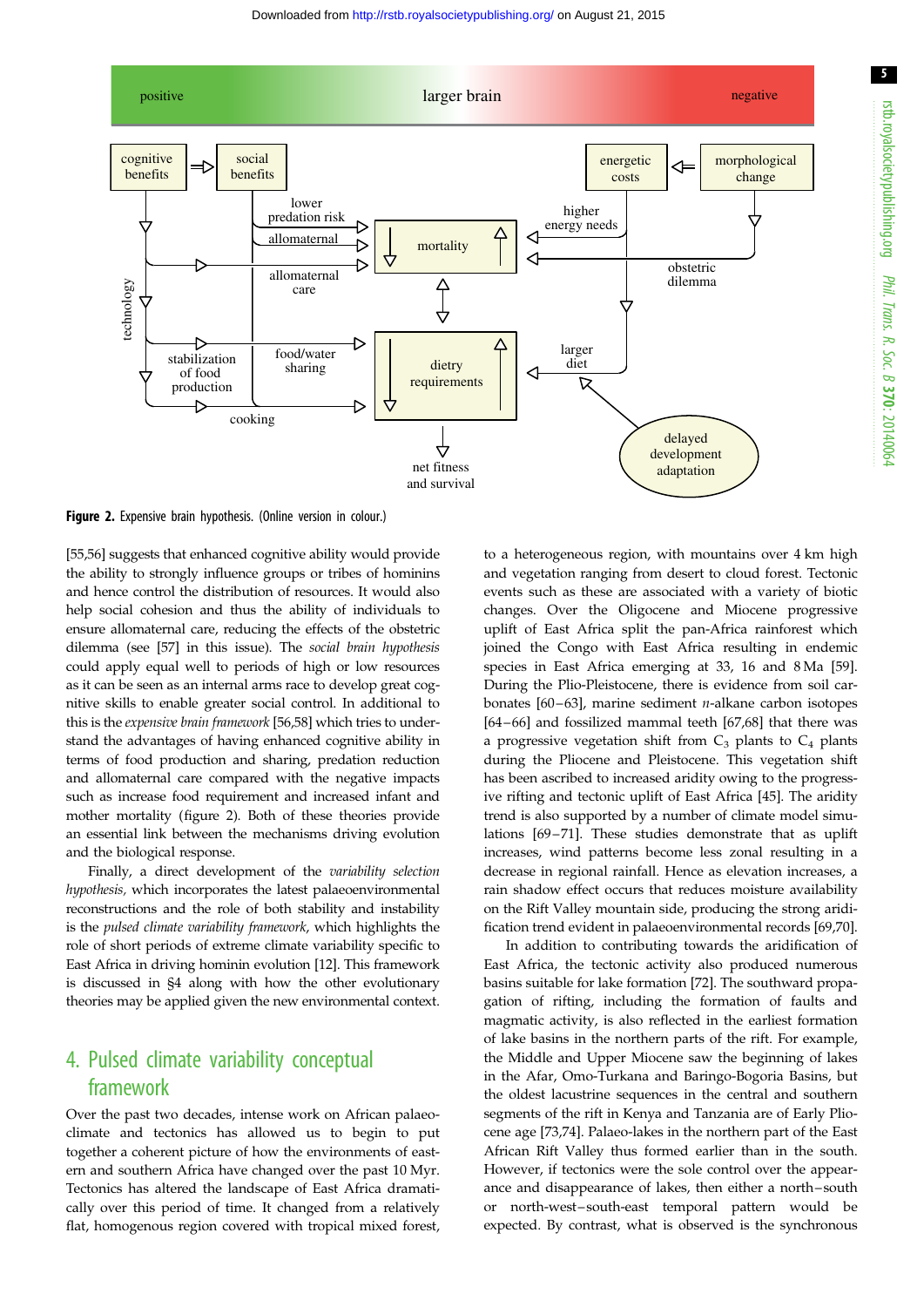Figure 2. Expensive brain hypothesis. (Online version in colour.)

[55,56] suggests that enhanced cognitive ability would provide the ability to strongly influence groups or tribes of hominins and hence control the distribution of resources. It would also help social cohesion and thus the ability of individuals to ensure allomaternal care, reducing the effects of the obstetric dilemma (see [57] in this issue). The *social brain hypothesis* could apply equal well to periods of high or low resources as it can be seen as an internal arms race to develop great cognitive skills to enable greater social control. In additional to this is the *expensive brain framework* [56,58] which tries to understand the advantages of having enhanced cognitive ability in terms of food production and sharing, predation reduction and allomaternal care compared with the negative impacts such as increase food requirement and increased infant and mother mortality (figure 2). Both of these theories provide an essential link between the mechanisms driving evolution and the biological response.

Finally, a direct development of the *variability selection hypothesis*, which incorporates the latest palaeoenvironmental reconstructions and the role of both stability and instability is the *pulsed climate variability framework*, which highlights the role of short periods of extreme climate variability specific to East Africa in driving hominin evolution [12]. This framework is discussed in §4 along with how the other evolutionary theories may be applied given the new environmental context.

## 4. Pulsed climate variability conceptual framework

Over the past two decades, intense work on African palaeoclimate and tectonics has allowed us to begin to put together a coherent picture of how the environments of eastern and southern Africa have changed over the past 10 Myr. Tectonics has altered the landscape of East Africa dramatically over this period of time. It changed from a relatively flat, homogenous region covered with tropical mixed forest, to a heterogeneous region, with mountains over 4 km high and vegetation ranging from desert to cloud forest. Tectonic events such as these are associated with a variety of biotic changes. Over the Oligocene and Miocene progressive uplift of East Africa split the pan-Africa rainforest which joined the Congo with East Africa resulting in endemic species in East Africa emerging at 33, 16 and 8 Ma [59]. During the Plio-Pleistocene, there is evidence from soil carbonates [60–63], marine sediment *n*-alkane carbon isotopes [64–66] and fossilized mammal teeth [67,68] that there was a progressive vegetation shift from $C_3$ plants to $C_4$ plants during the Pliocene and Pleistocene. This vegetation shift has been ascribed to increased aridity owing to the progressive rifting and tectonic uplift of East Africa [45]. The aridity trend is also supported by a number of climate model simulations [69–71]. These studies demonstrate that as uplift increases, wind patterns become less zonal resulting in a decrease in regional rainfall. Hence as elevation increases, a rain shadow effect occurs that reduces moisture availability on the Rift Valley mountain side, producing the strong aridification trend evident in palaeoenvironmental records [69,70].

In addition to contributing towards the aridification of East Africa, the tectonic activity also produced numerous basins suitable for lake formation [72]. The southward propagation of rifting, including the formation of faults and magmatic activity, is also reflected in the earliest formation of lake basins in the northern parts of the rift. For example, the Middle and Upper Miocene saw the beginning of lakes in the Afar, Omo-Turkana and Baringo-Bogoria Basins, but the oldest lacustrine sequences in the central and southern segments of the rift in Kenya and Tanzania are of Early Pliocene age [73,74]. Palaeo-lakes in the northern part of the East African Rift Valley thus formed earlier than in the south. However, if tectonics were the sole control over the appearance and disappearance of lakes, then either a north–south or north-west–south-east temporal pattern would be expected. By contrast, what is observed is the synchronous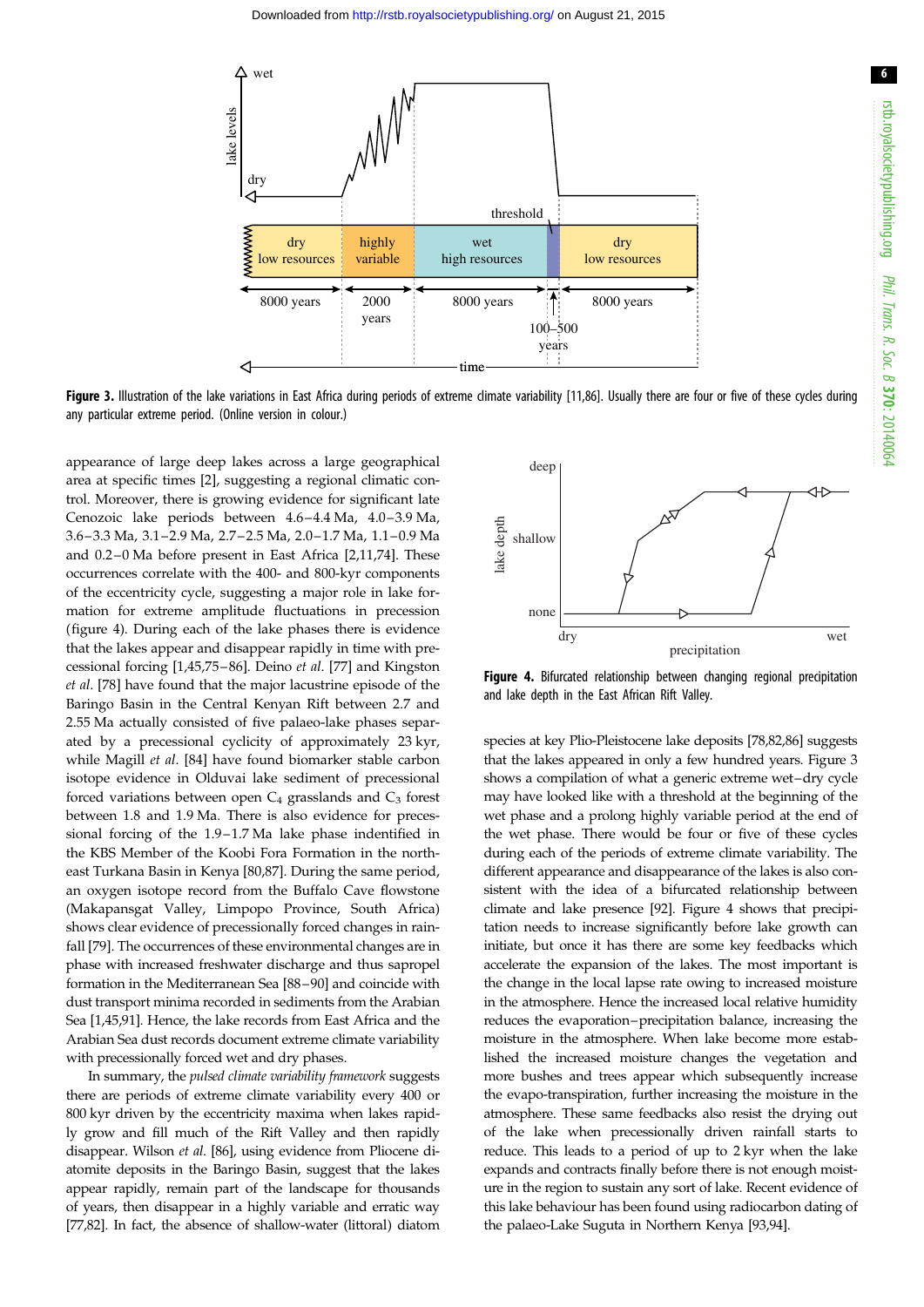Figure 3. Illustration of the lake variations in East Africa during periods of extreme climate variability [11,86]. Usually there are four or five of these cycles during any particular extreme period. (Online version in colour.)

appearance of large deep lakes across a large geographical area at specific times [2], suggesting a regional climatic control. Moreover, there is growing evidence for significant late Cenozoic lake periods between 4.6–4.4 Ma, 4.0–3.9 Ma, 3.6–3.3 Ma, 3.1–2.9 Ma, 2.7–2.5 Ma, 2.0–1.7 Ma, 1.1–0.9 Ma and 0.2–0 Ma before present in East Africa [2,11,74]. These occurrences correlate with the 400- and 800-kyr components of the eccentricity cycle, suggesting a major role in lake formation for extreme amplitude fluctuations in precession (figure 4). During each of the lake phases there is evidence that the lakes appear and disappear rapidly in time with precessional forcing [1,45,75–86]. Deino *et al*. [77] and Kingston *et al*. [78] have found that the major lacustrine episode of the Baringo Basin in the Central Kenyan Rift between 2.7 and 2.55 Ma actually consisted of five palaeo-lake phases separated by a precessional cyclicity of approximately 23 kyr, while Magill *et al*. [84] have found biomarker stable carbon isotope evidence in Olduvai lake sediment of precessional forced variations between open $C_4$ grasslands and $C_3$ forest between 1.8 and 1.9 Ma. There is also evidence for precessional forcing of the 1.9–1.7 Ma lake phase indentified in the KBS Member of the Koobi Fora Formation in the north-east Turkana Basin in Kenya [80,87]. During the same period, an oxygen isotope record from the Buffalo Cave flowstone (Makapansgat Valley, Limpopo Province, South Africa) shows clear evidence of precessionally forced changes in rainfall [79]. The occurrences of these environmental changes are in phase with increased freshwater discharge and thus sapropel formation in the Mediterranean Sea [88–90] and coincide with dust transport minima recorded in sediments from the Arabian Sea [1,45,91]. Hence, the lake records from East Africa and the Arabian Sea dust records document extreme climate variability with precessionally forced wet and dry phases.

In summary, the *pulsed climate variability framework* suggests there are periods of extreme climate variability every 400 or 800 kyr driven by the eccentricity maxima when lakes rapidly grow and fill much of the Rift Valley and then rapidly disappear. Wilson *et al*. [86], using evidence from Pliocene diatomite deposits in the Baringo Basin, suggest that the lakes appear rapidly, remain part of the landscape for thousands of years, then disappear in a highly variable and erratic way [77,82]. In fact, the absence of shallow-water (littoral) diatom species at key Plio-Pleistocene lake deposits [78,82,86] suggests that the lakes appeared in only a few hundred years. Figure 3 shows a compilation of what a generic extreme wet–dry cycle may have looked like with a threshold at the beginning of the wet phase and a prolong highly variable period at the end of the wet phase. There would be four or five of these cycles during each of the periods of extreme climate variability. The different appearance and disappearance of the lakes is also consistent with the idea of a bifurcated relationship between climate and lake presence [92]. Figure 4 shows that precipitation needs to increase significantly before lake growth can initiate, but once it has there are some key feedbacks which accelerate the expansion of the lakes. The most important is the change in the local lapse rate owing to increased moisture in the atmosphere. Hence the increased local relative humidity reduces the evaporation–precipitation balance, increasing the moisture in the atmosphere. When lake become more established the increased moisture changes the vegetation and more bushes and trees appear which subsequently increase the evapo-transpiration, further increasing the moisture in the atmosphere. These same feedbacks also resist the drying out of the lake when precessionally driven rainfall starts to reduce. This leads to a period of up to 2 kyr when the lake expands and contracts finally before there is not enough moisture in the region to sustain any sort of lake. Recent evidence of this lake behaviour has been found using radiocarbon dating of the palaeo-Lake Suguta in Northern Kenya [93,94].

Figure 4. Bifurcated relationship between changing regional precipitation and lake depth in the East African Rift Valley.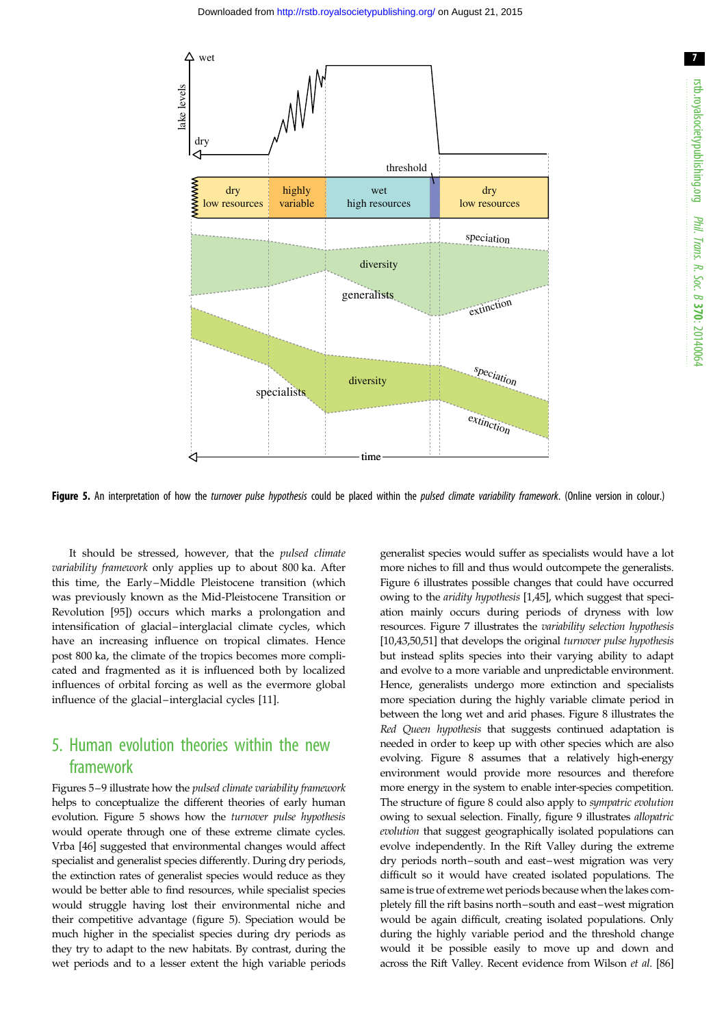**Figure 5.** An interpretation of how the *turnover pulse hypothesis* could be placed within the *pulsed climate variability framework*. (Online version in colour.)

It should be stressed, however, that the *pulsed climate variability framework* only applies up to about 800 ka. After this time, the Early–Middle Pleistocene transition (which was previously known as the Mid-Pleistocene Transition or Revolution [95]) occurs which marks a prolongation and intensification of glacial–interglacial climate cycles, which have an increasing influence on tropical climates. Hence post 800 ka, the climate of the tropics becomes more complicated and fragmented as it is influenced both by localized influences of orbital forcing as well as the evermore global influence of the glacial–interglacial cycles [11].

## 5. Human evolution theories within the new framework

Figures 5–9 illustrate how the *pulsed climate variability framework* helps to conceptualize the different theories of early human evolution. Figure 5 shows how the *turnover pulse hypothesis* would operate through one of these extreme climate cycles. Vrba [46] suggested that environmental changes would affect specialist and generalist species differently. During dry periods, the extinction rates of generalist species would reduce as they would be better able to find resources, while specialist species would struggle having lost their environmental niche and their competitive advantage (figure 5). Speciation would be much higher in the specialist species during dry periods as they try to adapt to the new habitats. By contrast, during the wet periods and to a lesser extent the high variable periods generalist species would suffer as specialists would have a lot more niches to fill and thus would outcompete the generalists. Figure 6 illustrates possible changes that could have occurred owing to the *aridity hypothesis* [1,45], which suggest that speciation mainly occurs during periods of dryness with low resources. Figure 7 illustrates the *variability selection hypothesis* [10,43,50,51] that develops the original *turnover pulse hypothesis* but instead splits species into their varying ability to adapt and evolve to a more variable and unpredictable environment. Hence, generalists undergo more extinction and specialists more speciation during the highly variable climate period in between the long wet and arid phases. Figure 8 illustrates the *Red Queen hypothesis* that suggests continued adaptation is needed in order to keep up with other species which are also evolving. Figure 8 assumes that a relatively high-energy environment would provide more resources and therefore more energy in the system to enable inter-species competition. The structure of figure 8 could also apply to *sympatric evolution* owing to sexual selection. Finally, figure 9 illustrates *allopatric evolution* that suggest geographically isolated populations can evolve independently. In the Rift Valley during the extreme dry periods north–south and east–west migration was very difficult so it would have created isolated populations. The same is true of extreme wet periods because when the lakes completely fill the rift basins north–south and east–west migration would be again difficult, creating isolated populations. Only during the highly variable period and the threshold change would it be possible easily to move up and down and across the Rift Valley. Recent evidence from Wilson *et al.* [86]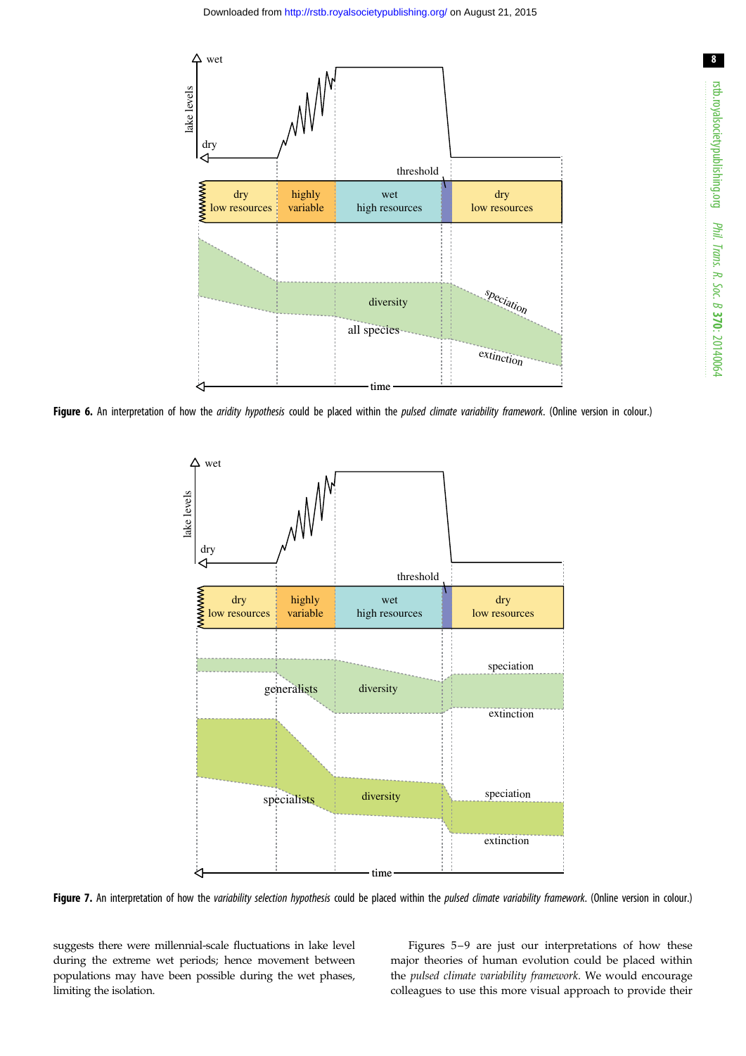**Figure 6.** An interpretation of how the *aridity hypothesis* could be placed within the *pulsed climate variability framework*. (Online version in colour.)

**Figure 7.** An interpretation of how the *variability selection hypothesis* could be placed within the *pulsed climate variability framework*. (Online version in colour.)

suggests there were millennial-scale fluctuations in lake level during the extreme wet periods; hence movement between populations may have been possible during the wet phases, limiting the isolation.

Figures 5–9 are just our interpretations of how these major theories of human evolution could be placed within the *pulsed climate variability framework*. We would encourage colleagues to use this more visual approach to provide their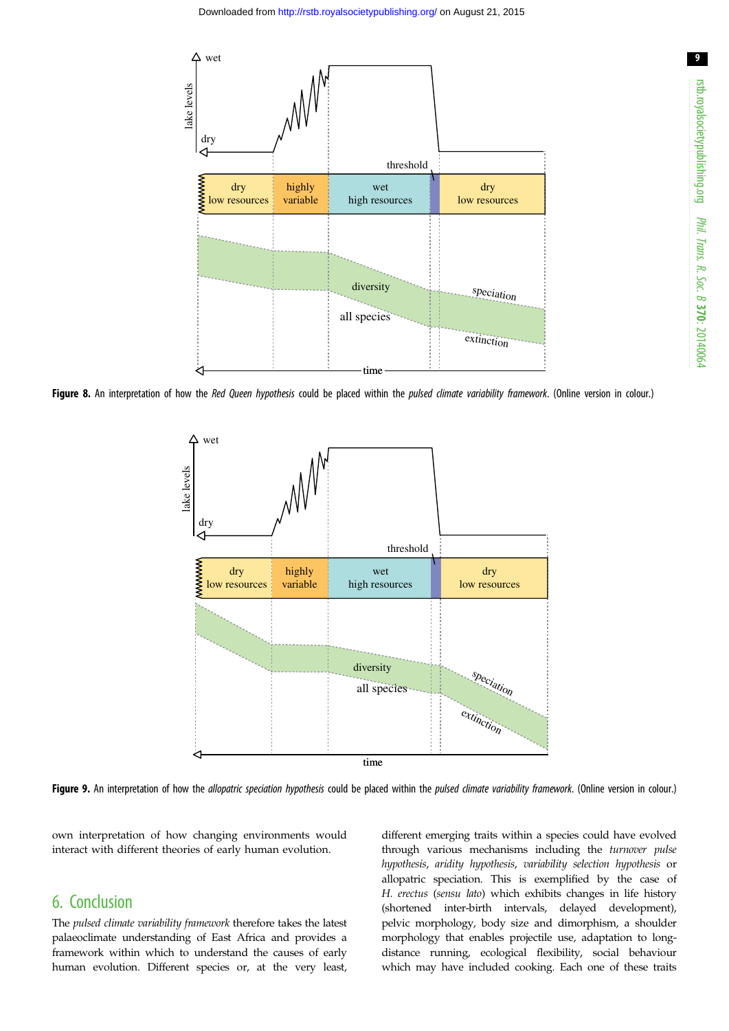**Figure 8.** An interpretation of how the *Red Queen hypothesis* could be placed within the *pulsed climate variability framework*. (Online version in colour.)

**Figure 9.** An interpretation of how the *allopatric speciation hypothesis* could be placed within the *pulsed climate variability framework*. (Online version in colour.)

own interpretation of how changing environments would interact with different theories of early human evolution.

## 6. Conclusion

The *pulsed climate variability framework* therefore takes the latest palaeoclimate understanding of East Africa and provides a framework within which to understand the causes of early human evolution. Different species or, at the very least, different emerging traits within a species could have evolved through various mechanisms including the *turnover pulse hypothesis*, *aridity hypothesis*, *variability selection hypothesis* or allopatric speciation. This is exemplified by the case of *H. erectus* (*sensu lato*) which exhibits changes in life history (shortened inter-birth intervals, delayed development), pelvic morphology, body size and dimorphism, a shoulder morphology that enables projectile use, adaptation to long-distance running, ecological flexibility, social behaviour which may have included cooking. Each one of these traits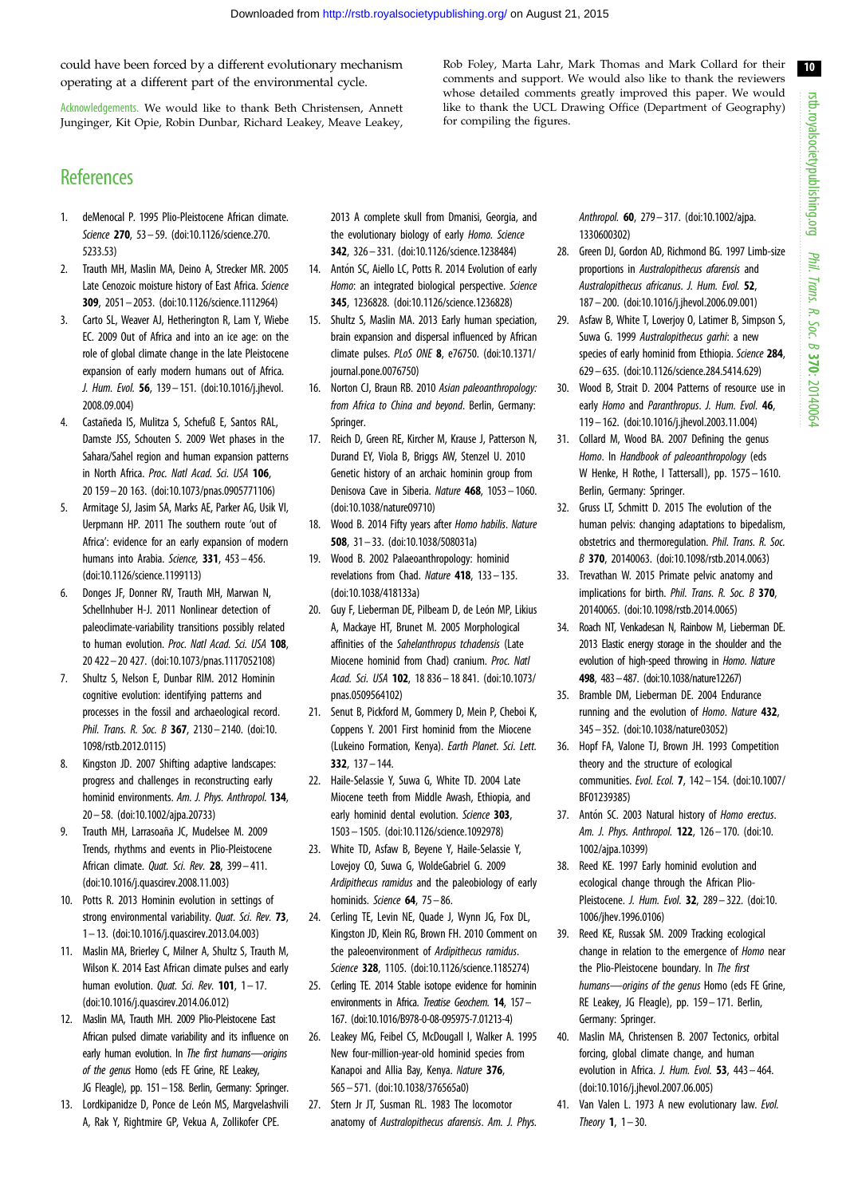could have been forced by a different evolutionary mechanism operating at a different part of the environmental cycle.

Acknowledgements. We would like to thank Beth Christensen, Annett Junginger, Kit Opie, Robin Dunbar, Richard Leakey, Meave Leakey, Rob Foley, Marta Lahr, Mark Thomas and Mark Collard for their comments and support. We would also like to thank the reviewers whose detailed comments greatly improved this paper. We would like to thank the UCL Drawing Office (Department of Geography) for compiling the figures.

# References

1. deMenocal P. 1995 Plio-Pleistocene African climate. *Science* **270**, 53–59. (doi:10.1126/science.270.5233.53)
2. Trauth MH, Maslin MA, Deino A, Strecker MR. 2005 Late Cenozoic moisture history of East Africa. *Science* **309**, 2051–2053. (doi:10.1126/science.1112964)
3. Carto SL, Weaver AJ, Hetherington R, Lam Y, Wiebe EC. 2009 Out of Africa and into an ice age: on the role of global climate change in the late Pleistocene expansion of early modern humans out of Africa. *J. Hum. Evol.* **56**, 139–151. (doi:10.1016/j.jhevol.2008.09.004)
4. Castañeda IS, Mulitza S, Schefuß E, Santos RAL, Damste JSS, Schouten S. 2009 Wet phases in the Sahara/Sahel region and human expansion patterns in North Africa. *Proc. Natl Acad. Sci. USA* **106**, 20 159–20 163. (doi:10.1073/pnas.0905771106)
5. Armitage SJ, Jasim SA, Marks AE, Parker AG, Usik VI, Uerpmann HP. 2011 The southern route 'out of Africa': evidence for an early expansion of modern humans into Arabia. *Science*, **331**, 453–456. (doi:10.1126/science.1199113)
6. Donges JF, Donner RV, Trauth MH, Marwan N, Schellnhuber H-J. 2011 Nonlinear detection of paleoclimate-variability transitions possibly related to human evolution. *Proc. Natl Acad. Sci. USA* **108**, 20 422–20 427. (doi:10.1073/pnas.1117052108)
7. Shultz S, Nelson E, Dunbar RIM. 2012 Hominin cognitive evolution: identifying patterns and processes in the fossil and archaeological record. *Phil. Trans. R. Soc. B* **367**, 2130–2140. (doi:10.1098/rstb.2012.0115)
8. Kingston JD. 2007 Shifting adaptive landscapes: progress and challenges in reconstructing early hominid environments. *Am. J. Phys. Anthropol.* **134**, 20–58. (doi:10.1002/ajpa.20733)
9. Trauth MH, Larrasoaña JC, Mudelsee M. 2009 Trends, rhythms and events in Plio-Pleistocene African climate. *Quat. Sci. Rev.* **28**, 399–411. (doi:10.1016/j.quascirev.2008.11.003)
10. Potts R. 2013 Hominin evolution in settings of strong environmental variability. *Quat. Sci. Rev.* **73**, 1–13. (doi:10.1016/j.quascirev.2013.04.003)
11. Maslin MA, Brierley C, Milner A, Shultz S, Trauth M, Wilson K. 2014 East African climate pulses and early human evolution. *Quat. Sci. Rev.* **101**, 1–17. (doi:10.1016/j.quascirev.2014.06.012)
12. Maslin MA, Trauth MH. 2009 Plio-Pleistocene East African pulsed climate variability and its influence on early human evolution. In *The first humans—origins of the genus* Homo (eds FE Grine, RE Leakey, JG Fleagle), pp. 151–158. Berlin, Germany: Springer.
13. Lordkipanidze D, Ponce de León MS, Margvelashvili A, Rak Y, Rightmire GP, Vekua A, Zollikofer CPE. 2013 A complete skull from Dmanisi, Georgia, and the evolutionary biology of early *Homo*. *Science* **342**, 326–331. (doi:10.1126/science.1238484)
14. Antón SC, Aiello LC, Potts R. 2014 Evolution of early *Homo*: an integrated biological perspective. *Science* **345**, 1236828. (doi:10.1126/science.1236828)
15. Shultz S, Maslin MA. 2013 Early human speciation, brain expansion and dispersal influenced by African climate pulses. *PLoS ONE* **8**, e76750. (doi:10.1371/journal.pone.0076750)
16. Norton CJ, Braun RB. 2010 *Asian paleoanthropology: from Africa to China and beyond*. Berlin, Germany: Springer.
17. Reich D, Green RE, Kircher M, Krause J, Patterson N, Durand EY, Viola B, Briggs AW, Stenzel U. 2010 Genetic history of an archaic hominin group from Denisova Cave in Siberia. *Nature* **468**, 1053–1060. (doi:10.1038/nature09710)
18. Wood B. 2014 Fifty years after *Homo habilis*. *Nature* **508**, 31–33. (doi:10.1038/508031a)
19. Wood B. 2002 Palaeoanthropology: hominid revelations from Chad. *Nature* **418**, 133–135. (doi:10.1038/418133a)
20. Guy F, Lieberman DE, Pilbeam D, de León MP, Likius A, Mackaye HT, Brunet M. 2005 Morphological affinities of the *Sahelanthropus tchadensis* (Late Miocene hominid from Chad) cranium. *Proc. Natl Acad. Sci. USA* **102**, 18 836–18 841. (doi:10.1073/pnas.0509564102)
21. Senut B, Pickford M, Gommery D, Mein P, Cheboi K, Coppens Y. 2001 First hominid from the Miocene (Lukeino Formation, Kenya). *Earth Planet. Sci. Lett.* **332**, 137–144.
22. Haile-Selassie Y, Suwa G, White TD. 2004 Late Miocene teeth from Middle Awash, Ethiopia, and early hominid dental evolution. *Science* **303**, 1503–1505. (doi:10.1126/science.1092978)
23. White TD, Asfaw B, Beyene Y, Haile-Selassie Y, Lovejoy CO, Suwa G, WoldeGabriel G. 2009 *Ardipithecus ramidus* and the paleobiology of early hominids. *Science* **64**, 75–86.
24. Cerling TE, Levin NE, Quade J, Wynn JG, Fox DL, Kingston JD, Klein RG, Brown FH. 2010 Comment on the paleoenvironment of *Ardipithecus ramidus*. *Science* **328**, 1105. (doi:10.1126/science.1185274)
25. Cerling TE. 2014 Stable isotope evidence for hominin environments in Africa. *Treatise Geochem.* **14**, 157–167. (doi:10.1016/B978-0-08-095975-7.01213-4)
26. Leakey MG, Feibel CS, McDougall I, Walker A. 1995 New four-million-year-old hominid species from Kanapoi and Allia Bay, Kenya. *Nature* **376**, 565–571. (doi:10.1038/376565a0)
27. Stern Jr JT, Susman RL. 1983 The locomotor anatomy of *Australopithecus afarensis*. *Am. J. Phys. Anthropol.* **60**, 279–317. (doi:10.1002/ajpa.1330600302)
28. Green DJ, Gordon AD, Richmond BG. 1997 Limb-size proportions in *Australopithecus afarensis* and *Australopithecus africanus*. *J. Hum. Evol.* **52**, 187–200. (doi:10.1016/j.jhevol.2006.09.001)
29. Asfaw B, White T, Lovejoy O, Latimer B, Simpson S, Suwa G. 1999 *Australopithecus garhi*: a new species of early hominid from Ethiopia. *Science* **284**, 629–635. (doi:10.1126/science.284.5414.629)
30. Wood B, Strait D. 2004 Patterns of resource use in early *Homo* and *Paranthropus*. *J. Hum. Evol.* **46**, 119–162. (doi:10.1016/j.jhevol.2003.11.004)
31. Collard M, Wood BA. 2007 Defining the genus *Homo*. In *Handbook of paleoanthropology* (eds W Henke, H Rothe, I Tattersall), pp. 1575–1610. Berlin, Germany: Springer.
32. Gruss LT, Schmitt D. 2015 The evolution of the human pelvis: changing adaptations to bipedalism, obstetrics and thermoregulation. *Phil. Trans. R. Soc. B* **370**, 20140063. (doi:10.1098/rstb.2014.0063)
33. Trevathan W. 2015 Primate pelvic anatomy and implications for birth. *Phil. Trans. R. Soc. B* **370**, 20140065. (doi:10.1098/rstb.2014.0065)
34. Roach NT, Venkadesan N, Rainbow M, Lieberman DE. 2013 Elastic energy storage in the shoulder and the evolution of high-speed throwing in *Homo*. *Nature* **498**, 483–487. (doi:10.1038/nature12267)
35. Bramble DM, Lieberman DE. 2004 Endurance running and the evolution of *Homo*. *Nature* **432**, 345–352. (doi:10.1038/nature03052)
36. Hopf FA, Valone TJ, Brown JH. 1993 Competition theory and the structure of ecological communities. *Evol. Ecol.* **7**, 142–154. (doi:10.1007/BF01239385)
37. Antón SC. 2003 Natural history of *Homo erectus*. *Am. J. Phys. Anthropol.* **122**, 126–170. (doi:10.1002/ajpa.10399)
38. Reed KE. 1997 Early hominid evolution and ecological change through the African Plio-Pleistocene. *J. Hum. Evol.* **32**, 289–322. (doi:10.1006/jhev.1996.0106)
39. Reed KE, Russak SM. 2009 Tracking ecological change in relation to the emergence of *Homo* near the Plio-Pleistocene boundary. In *The first humans—origins of the genus* Homo (eds FE Grine, RE Leakey, JG Fleagle), pp. 159–171. Berlin, Germany: Springer.
40. Maslin MA, Christensen B. 2007 Tectonics, orbital forcing, global climate change, and human evolution in Africa. *J. Hum. Evol.* **53**, 443–464. (doi:10.1016/j.jhevol.2007.06.005)
41. Van Valen L. 1973 A new evolutionary law. *Evol. Theory* **1**, 1–30.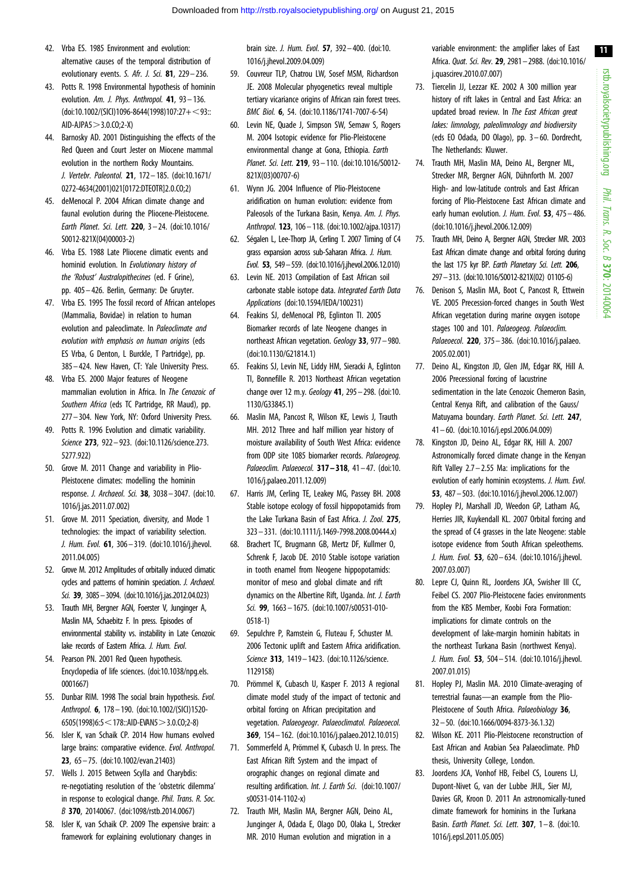42. Vrba ES. 1985 Environment and evolution: alternative causes of the temporal distribution of evolutionary events. *S. Afr. J. Sci.* **81**, 229–236.
43. Potts R. 1998 Environmental hypothesis of hominin evolution. *Am. J. Phys. Anthropol.* **41**, 93–136. (doi:10.1002/(SICI)1096-8644(1998)107:27+<93::AID-AJPA5>3.0.CO;2-X)
44. Barnosky AD. 2001 Distinguishing the effects of the Red Queen and Court Jester on Miocene mammal evolution in the northern Rocky Mountains. *J. Vertebr. Paleontol.* **21**, 172–185. (doi:10.1671/0272-4634(2001)021[0172:DTEOTR]2.0.CO;2)
45. deMenocal P. 2004 African climate change and faunal evolution during the Pliocene-Pleistocene. *Earth Planet. Sci. Lett.* **220**, 3–24. (doi:10.1016/S0012-821X(04)00003-2)
46. Vrba ES. 1988 Late Pliocene climatic events and hominid evolution. In *Evolutionary history of the 'Robust' Australopithecines* (ed. F Grine), pp. 405–426. Berlin, Germany: De Gruyter.
47. Vrba ES. 1995 The fossil record of African antelopes (Mammalia, Bovidae) in relation to human evolution and paleoclimate. In *Paleoclimate and evolution with emphasis on human origins* (eds ES Vrba, G Denton, L Burckle, T Partridge), pp. 385–424. New Haven, CT: Yale University Press.
48. Vrba ES. 2000 Major features of Neogene mammalian evolution in Africa. In *The Cenozoic of Southern Africa* (eds TC Partridge, RR Maud), pp. 277–304. New York, NY: Oxford University Press.
49. Potts R. 1996 Evolution and climatic variability. *Science* **273**, 922–923. (doi:10.1126/science.273.5277.922)
50. Grove M. 2011 Change and variability in Plio-Pleistocene climates: modelling the hominin response. *J. Archaeol. Sci.* **38**, 3038–3047. (doi:10.1016/j.jas.2011.07.002)
51. Grove M. 2011 Speciation, diversity, and Mode 1 technologies: the impact of variability selection. *J. Hum. Evol.* **61**, 306–319. (doi:10.1016/j.jhevol.2011.04.005)
52. Grove M. 2012 Amplitudes of orbitally induced climatic cycles and patterns of hominin speciation. *J. Archaeol. Sci.* **39**, 3085–3094. (doi:10.1016/j.jas.2012.04.023)
53. Trauth MH, Bergner AGN, Foerster V, Junginger A, Maslin MA, Schaebitz F. In press. Episodes of environmental stability vs. instability in Late Cenozoic lake records of Eastern Africa. *J. Hum. Evol.*
54. Pearson PN. 2001 Red Queen hypothesis. Encyclopedia of life sciences. (doi:10.1038/npg.els.0001667)
55. Dunbar RIM. 1998 The social brain hypothesis. *Evol. Anthropol.* **6**, 178–190. (doi:10.1002/(SICI)1520-6505(1998)6:5<178::AID-EVAN5>3.0.CO;2-8)
56. Isler K, van Schaik CP. 2014 How humans evolved large brains: comparative evidence. *Evol. Anthropol.* **23**, 65–75. (doi:10.1002/evan.21403)
57. Wells J. 2015 Between Scylla and Charybdis: re-negotiating resolution of the 'obstetric dilemma' in response to ecological change. *Phil. Trans. R. Soc. B* **370**, 20140067. (doi:1098/rstb.2014.0067)
58. Isler K, van Schaik CP. 2009 The expensive brain: a framework for explaining evolutionary changes in brain size. *J. Hum. Evol.* **57**, 392–400. (doi:10.1016/j.jhevol.2009.04.009)
59. Couvreur TLP, Chatrou LW, Sosef MSM, Richardson JE. 2008 Molecular phylogenetics reveal multiple tertiary vicariance origins of African rain forest trees. *BMC Biol.* **6**, 54. (doi:10.1186/1741-7007-6-54)
60. Levin NE, Quade J, Simpson SW, Semaw S, Rogers M. 2004 Isotopic evidence for Plio-Pleistocene environmental change at Gona, Ethiopia. *Earth Planet. Sci. Lett.* **219**, 93–110. (doi:10.1016/S0012-821X(03)00707-6)
61. Wynn JG. 2004 Influence of Plio-Pleistocene aridification on human evolution: evidence from Paleosols of the Turkana Basin, Kenya. *Am. J. Phys. Anthropol.* **123**, 106–118. (doi:10.1002/ajpa.10317)
62. Ségalen L, Lee-Thorp JA, Cerling T. 2007 Timing of C4 grass expansion across sub-Saharan Africa. *J. Hum. Evol.* **53**, 549–559. (doi:10.1016/j.jhevol.2006.12.010)
63. Levin NE. 2013 Compilation of East African soil carbonate stable isotope data. *Integrated Earth Data Applications* (doi:10.1594/IEDA/100231)
64. Feakins SJ, deMenocal PB, Eglinton TI. 2005 Biomarker records of late Neogene changes in northeast African vegetation. *Geology* **33**, 977–980. (doi:10.1130/G21814.1)
65. Feakins SJ, Levin NE, Liddy HM, Sieracki A, Eglinton TI, Bonnefille R. 2013 Northeast African vegetation change over 12 m.y. *Geology* **41**, 295–298. (doi:10.1130/G33845.1)
66. Maslin MA, Pancost R, Wilson KE, Lewis J, Trauth MH. 2012 Three and half million year history of moisture availability of South West Africa: evidence from ODP site 1085 biomarker records. *Palaeogeog. Palaeoclim. Palaeoecol.* **317–318**, 41–47. (doi:10.1016/j.palaeo.2011.12.009)
67. Harris JM, Cerling TE, Leakey MG, Passey BH. 2008 Stable isotope ecology of fossil hippopotamids from the Lake Turkana Basin of East Africa. *J. Zool.* **275**, 323–331. (doi:10.1111/j.1469-7998.2008.00444.x)
68. Brachert TC, Brugmann GB, Mertz DF, Kullmer O, Schrenk F, Jacob DE. 2010 Stable isotope variation in tooth enamel from Neogene hippopotamids: monitor of meso and global climate and rift dynamics on the Albertine Rift, Uganda. *Int. J. Earth Sci.* **99**, 1663–1675. (doi:10.1007/s00531-010-0518-1)
69. Sepulchre P, Ramstein G, Fluteau F, Schuster M. 2006 Tectonic uplift and Eastern Africa aridification. *Science* **313**, 1419–1423. (doi:10.1126/science.1129158)
70. Prömmel K, Cubasch U, Kasper F. 2013 A regional climate model study of the impact of tectonic and orbital forcing on African precipitation and vegetation. *Palaeogeogr. Palaeoclimatol. Palaeoecol.* **369**, 154–162. (doi:10.1016/j.palaeo.2012.10.015)
71. Sommerfeld A, Prömmel K, Cubasch U. In press. The East African Rift System and the impact of orographic changes on regional climate and resulting aridification. *Int. J. Earth Sci.* (doi:10.1007/s00531-014-1102-x)
72. Trauth MH, Maslin MA, Bergner AGN, Deino AL, Junginger A, Odada E, Olago DO, Olaka L, Strecker MR. 2010 Human evolution and migration in a variable environment: the amplifier lakes of East Africa. *Quat. Sci. Rev.* **29**, 2981–2988. (doi:10.1016/j.quascirev.2010.07.007)
73. Tiercelin JJ, Lezzar KE. 2002 A 300 million year history of rift lakes in Central and East Africa: an updated broad review. In *The East African great lakes: limnology, paleolimnology and biodiversity* (eds EO Odada, DO Olago), pp. 3–60. Dordrecht, The Netherlands: Kluwer.
74. Trauth MH, Maslin MA, Deino AL, Bergner ML, Strecker MR, Bergner AGN, Dühnforth M. 2007 High- and low-latitude controls and East African forcing of Plio-Pleistocene East African climate and early human evolution. *J. Hum. Evol.* **53**, 475–486. (doi:10.1016/j.jhevol.2006.12.009)
75. Trauth MH, Deino A, Bergner AGN, Strecker MR. 2003 East African climate change and orbital forcing during the last 175 kyr BP. *Earth Planetary Sci. Lett.* **206**, 297–313. (doi:10.1016/S0012-821X(02) 01105-6)
76. Denison S, Maslin MA, Boot C, Pancost R, Ettwein VE. 2005 Precession-forced changes in South West African vegetation during marine oxygen isotope stages 100 and 101. *Palaeogeog. Palaeoclim. Palaeoecol.* **220**, 375–386. (doi:10.1016/j.palaeo.2005.02.001)
77. Deino AL, Kingston JD, Glen JM, Edgar RK, Hill A. 2006 Precessional forcing of lacustrine sedimentation in the late Cenozoic Chemeron Basin, Central Kenya Rift, and calibration of the Gauss/Matuyama boundary. *Earth Planet. Sci. Lett.* **247**, 41–60. (doi:10.1016/j.epsl.2006.04.009)
78. Kingston JD, Deino AL, Edgar RK, Hill A. 2007 Astronomically forced climate change in the Kenyan Rift Valley 2.7–2.55 Ma: implications for the evolution of early hominin ecosystems. *J. Hum. Evol.* **53**, 487–503. (doi:10.1016/j.jhevol.2006.12.007)
79. Hopley PJ, Marshall JD, Weedon GP, Latham AG, Herries JIR, Kuykendall KL. 2007 Orbital forcing and the spread of C4 grasses in the late Neogene: stable isotope evidence from South African speleothems. *J. Hum. Evol.* **53**, 620–634. (doi:10.1016/j.jhevol.2007.03.007)
80. Lepre CJ, Quinn RL, Joordens JCA, Swisher III CC, Feibel CS. 2007 Plio-Pleistocene facies environments from the KBS Member, Koobi Fora Formation: implications for climate controls on the development of lake-margin hominin habitats in the northeast Turkana Basin (northwest Kenya). *J. Hum. Evol.* **53**, 504–514. (doi:10.1016/j.jhevol.2007.01.015)
81. Hopley PJ, Maslin MA. 2010 Climate-averaging of terrestrial faunas—an example from the Plio-Pleistocene of South Africa. *Palaeobiology* **36**, 32–50. (doi:10.1666/0094-8373-36.1.32)
82. Wilson KE. 2011 Plio-Pleistocene reconstruction of East African and Arabian Sea Palaeoclimate. PhD thesis, University College, London.
83. Joordens JCA, Vonhof HB, Feibel CS, Lourens LJ, Dupont-Nivet G, van der Lubbe JHJL, Sier MJ, Davies GR, Kroon D. 2011 An astronomically-tuned climate framework for hominins in the Turkana Basin. *Earth Planet. Sci. Lett.* **307**, 1–8. (doi:10.1016/j.epsl.2011.05.005)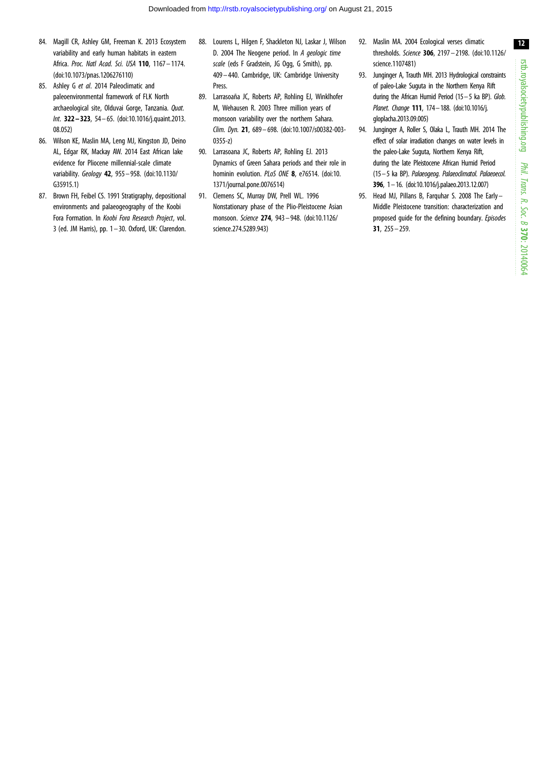84. Magill CR, Ashley GM, Freeman K. 2013 Ecosystem variability and early human habitats in eastern Africa. *Proc. Natl Acad. Sci. USA* **110**, 1167–1174. (doi:10.1073/pnas.1206276110)
85. Ashley G *et al*. 2014 Paleoclimatic and paleoenvironmental framework of FLK North archaeological site, Olduvai Gorge, Tanzania. *Quat. Int.* **322–323**, 54–65. (doi:10.1016/j.quaint.2013.08.052)
86. Wilson KE, Maslin MA, Leng MJ, Kingston JD, Deino AL, Edgar RK, Mackay AW. 2014 East African lake evidence for Pliocene millennial-scale climate variability. *Geology* **42**, 955–958. (doi:10.1130/G35915.1)
87. Brown FH, Feibel CS. 1991 Stratigraphy, depositional environments and palaeogeography of the Koobi Fora Formation. In *Koobi Fora Research Project*, vol. 3 (ed. JM Harris), pp. 1–30. Oxford, UK: Clarendon.
88. Lourens L, Hilgen F, Shackleton NJ, Laskar J, Wilson D. 2004 The Neogene period. In *A geologic time scale* (eds F Gradstein, JG Ogg, G Smith), pp. 409–440. Cambridge, UK: Cambridge University Press.
89. Larrasoaña JC, Roberts AP, Rohling EJ, Winklhofer M, Wehausen R. 2003 Three million years of monsoon variability over the northern Sahara. *Clim. Dyn.* **21**, 689–698. (doi:10.1007/s00382-003-0355-z)
90. Larrasoana JC, Roberts AP, Rohling EJ. 2013 Dynamics of Green Sahara periods and their role in hominin evolution. *PLoS ONE* **8**, e76514. (doi:10.1371/journal.pone.0076514)
91. Clemens SC, Murray DW, Prell WL. 1996 Nonstationary phase of the Plio-Pleistocene Asian monsoon. *Science* **274**, 943–948. (doi:10.1126/science.274.5289.943)
92. Maslin MA. 2004 Ecological verses climatic thresholds. *Science* **306**, 2197–2198. (doi:10.1126/science.1107481)
93. Junginger A, Trauth MH. 2013 Hydrological constraints of paleo-Lake Suguta in the Northern Kenya Rift during the African Humid Period (15–5 ka BP). *Glob. Planet. Change* **111**, 174–188. (doi:10.1016/j.gloplacha.2013.09.005)
94. Junginger A, Roller S, Olaka L, Trauth MH. 2014 The effect of solar irradiation changes on water levels in the paleo-Lake Suguta, Northern Kenya Rift, during the late Pleistocene African Humid Period (15–5 ka BP). *Palaeogeog. Palaeoclimatol. Palaeoecol.* **396**, 1–16. (doi:10.1016/j.palaeo.2013.12.007)
95. Head MJ, Pillans B, Farquhar S. 2008 The Early–Middle Pleistocene transition: characterization and proposed guide for the defining boundary. *Episodes* **31**, 255–259.